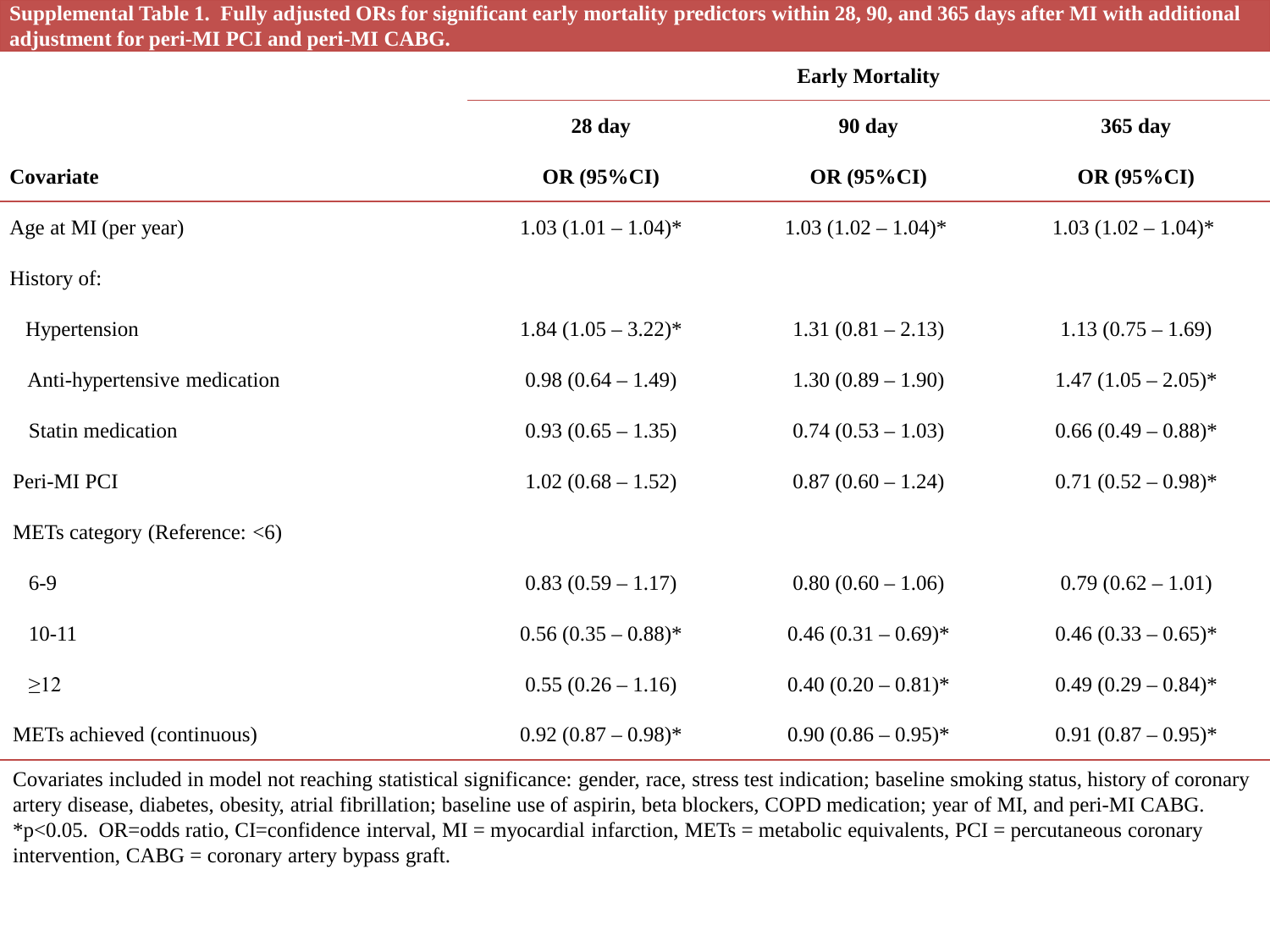**Supplemental Table 1. Fully adjusted ORs for significant early mortality predictors within 28, 90, and 365 days after MI with additional adjustment for peri-MI PCI and peri-MI CABG.**

| | Early Mortality | | |
|---|---|---|---|
| | 28 day | 90 day | 365 day |
| Covariate | OR (95%CI) | OR (95%CI) | OR (95%CI) |
| Age at MI (per year) | 1.03 (1.01 – 1.04)* | 1.03 (1.02 – 1.04)* | 1.03 (1.02 – 1.04)* |
| History of: | | | |
| Hypertension | 1.84 (1.05 – 3.22)* | 1.31 (0.81 – 2.13) | 1.13 (0.75 – 1.69) |
| Anti-hypertensive medication | 0.98 (0.64 – 1.49) | 1.30 (0.89 – 1.90) | 1.47 (1.05 – 2.05)* |
| Statin medication | 0.93 (0.65 – 1.35) | 0.74 (0.53 – 1.03) | 0.66 (0.49 – 0.88)* |
| Peri-MI PCI | 1.02 (0.68 – 1.52) | 0.87 (0.60 – 1.24) | 0.71 (0.52 – 0.98)* |
| METs category (Reference: <6) | | | |
| 6-9 | 0.83 (0.59 – 1.17) | 0.80 (0.60 – 1.06) | 0.79 (0.62 – 1.01) |
| 10-11 | 0.56 (0.35 – 0.88)* | 0.46 (0.31 – 0.69)* | 0.46 (0.33 – 0.65)* |
| ≥12 | 0.55 (0.26 – 1.16) | 0.40 (0.20 – 0.81)* | 0.49 (0.29 – 0.84)* |
| METs achieved (continuous) | 0.92 (0.87 – 0.98)* | 0.90 (0.86 – 0.95)* | 0.91 (0.87 – 0.95)* |

Covariates included in model not reaching statistical significance: gender, race, stress test indication; baseline smoking status, history of coronary artery disease, diabetes, obesity, atrial fibrillation; baseline use of aspirin, beta blockers, COPD medication; year of MI, and peri-MI CABG. *$p<0.05$. OR=odds ratio, CI=confidence interval, MI = myocardial infarction, METs = metabolic equivalents, PCI = percutaneous coronary intervention, CABG = coronary artery bypass graft.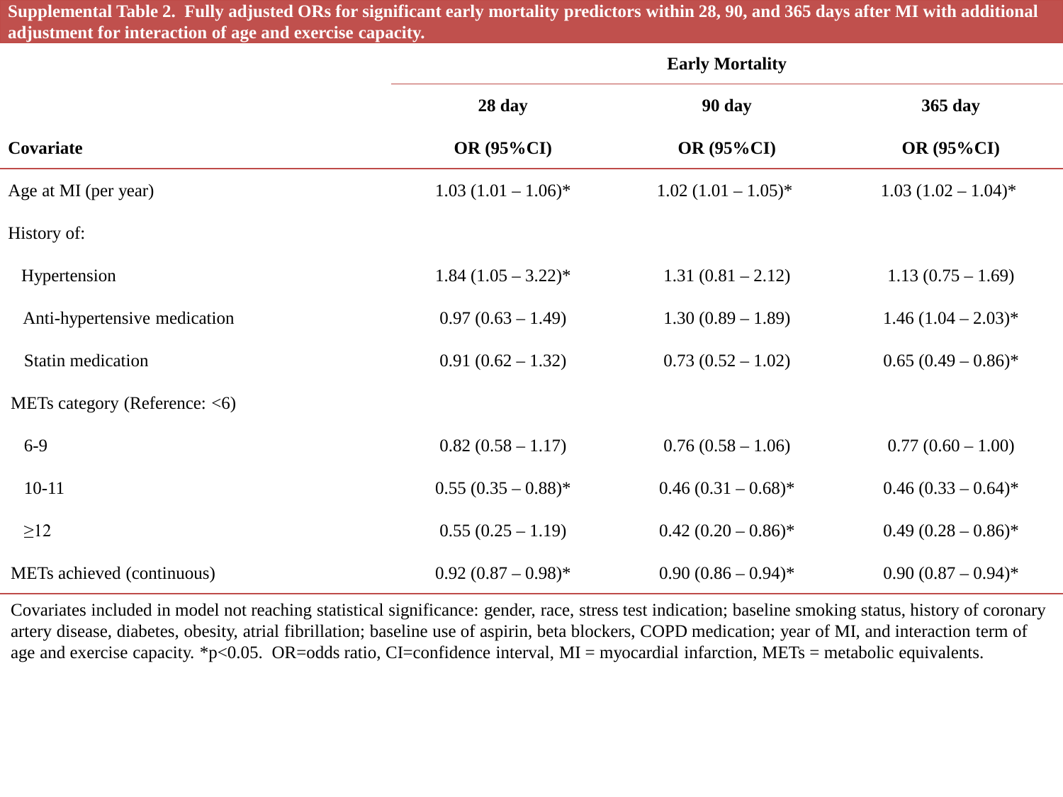**Supplemental Table 2. Fully adjusted ORs for significant early mortality predictors within 28, 90, and 365 days after MI with additional adjustment for interaction of age and exercise capacity.**

| | Early Mortality | | |
|---|---|---|---|
| | 28 day | 90 day | 365 day |
| Covariate | OR (95%CI) | OR (95%CI) | OR (95%CI) |
| Age at MI (per year) | 1.03 (1.01 – 1.06)* | 1.02 (1.01 – 1.05)* | 1.03 (1.02 – 1.04)* |
| History of: | | | |
| Hypertension | 1.84 (1.05 – 3.22)* | 1.31 (0.81 – 2.12) | 1.13 (0.75 – 1.69) |
| Anti-hypertensive medication | 0.97 (0.63 – 1.49) | 1.30 (0.89 – 1.89) | 1.46 (1.04 – 2.03)* |
| Statin medication | 0.91 (0.62 – 1.32) | 0.73 (0.52 – 1.02) | 0.65 (0.49 – 0.86)* |
| METs category (Reference: <6) | | | |
| 6-9 | 0.82 (0.58 – 1.17) | 0.76 (0.58 – 1.06) | 0.77 (0.60 – 1.00) |
| 10-11 | 0.55 (0.35 – 0.88)* | 0.46 (0.31 – 0.68)* | 0.46 (0.33 – 0.64)* |
| ≥12 | 0.55 (0.25 – 1.19) | 0.42 (0.20 – 0.86)* | 0.49 (0.28 – 0.86)* |
| METs achieved (continuous) | 0.92 (0.87 – 0.98)* | 0.90 (0.86 – 0.94)* | 0.90 (0.87 – 0.94)* |

Covariates included in model not reaching statistical significance: gender, race, stress test indication; baseline smoking status, history of coronary artery disease, diabetes, obesity, atrial fibrillation; baseline use of aspirin, beta blockers, COPD medication; year of MI, and interaction term of age and exercise capacity. *$p<0.05$. OR=odds ratio, CI=confidence interval, MI = myocardial infarction, METs = metabolic equivalents.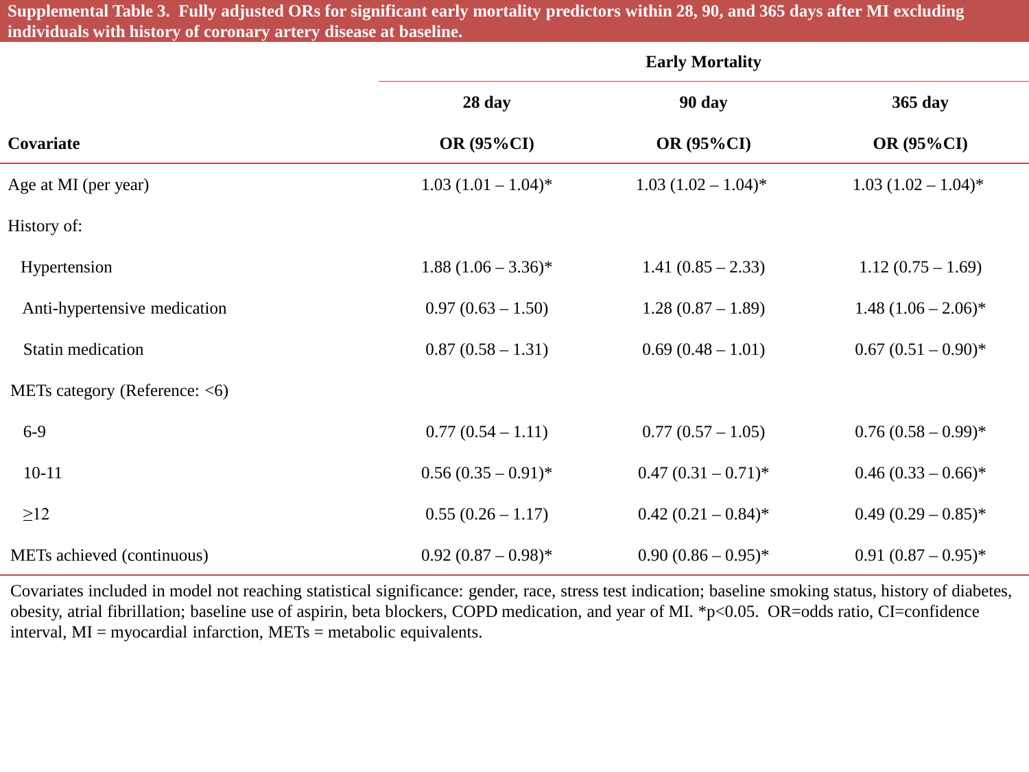**Supplemental Table 3. Fully adjusted ORs for significant early mortality predictors within 28, 90, and 365 days after MI excluding individuals with history of coronary artery disease at baseline.**

| | Early Mortality | | |
|---|---|---|---|
| | 28 day | 90 day | 365 day |
| Covariate | OR (95%CI) | OR (95%CI) | OR (95%CI) |
| Age at MI (per year) | 1.03 (1.01 – 1.04)* | 1.03 (1.02 – 1.04)* | 1.03 (1.02 – 1.04)* |
| History of: | | | |
| Hypertension | 1.88 (1.06 – 3.36)* | 1.41 (0.85 – 2.33) | 1.12 (0.75 – 1.69) |
| Anti-hypertensive medication | 0.97 (0.63 – 1.50) | 1.28 (0.87 – 1.89) | 1.48 (1.06 – 2.06)* |
| Statin medication | 0.87 (0.58 – 1.31) | 0.69 (0.48 – 1.01) | 0.67 (0.51 – 0.90)* |
| METs category (Reference: <6) | | | |
| 6-9 | 0.77 (0.54 – 1.11) | 0.77 (0.57 – 1.05) | 0.76 (0.58 – 0.99)* |
| 10-11 | 0.56 (0.35 – 0.91)* | 0.47 (0.31 – 0.71)* | 0.46 (0.33 – 0.66)* |
| ≥12 | 0.55 (0.26 – 1.17) | 0.42 (0.21 – 0.84)* | 0.49 (0.29 – 0.85)* |
| METs achieved (continuous) | 0.92 (0.87 – 0.98)* | 0.90 (0.86 – 0.95)* | 0.91 (0.87 – 0.95)* |

Covariates included in model not reaching statistical significance: gender, race, stress test indication; baseline smoking status, history of diabetes, obesity, atrial fibrillation; baseline use of aspirin, beta blockers, COPD medication, and year of MI. *$p<0.05$. OR=odds ratio, CI=confidence interval, MI = myocardial infarction, METs = metabolic equivalents.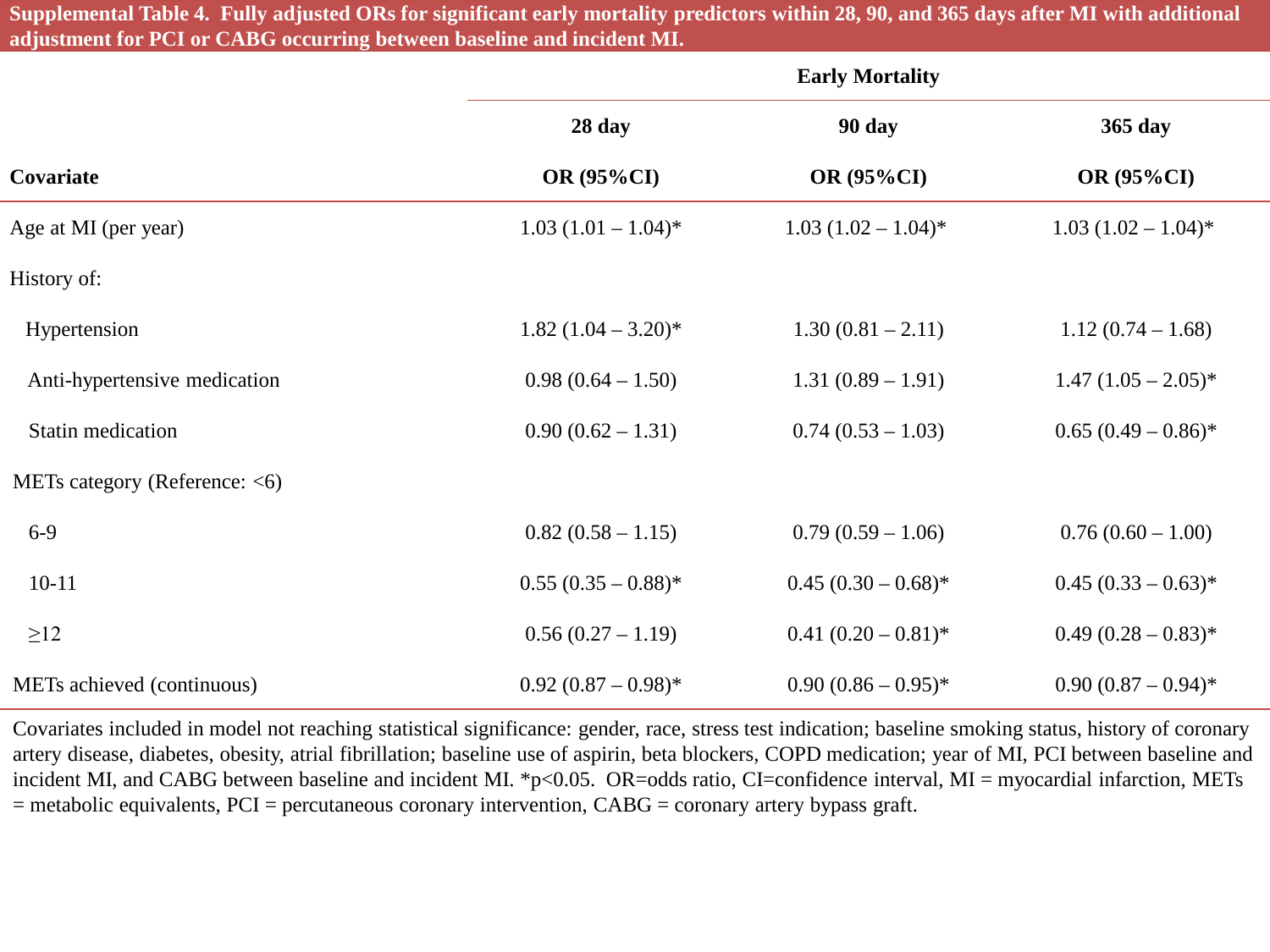**Supplemental Table 4. Fully adjusted ORs for significant early mortality predictors within 28, 90, and 365 days after MI with additional adjustment for PCI or CABG occurring between baseline and incident MI.**

| | Early Mortality | | |
|---|---|---|---|
| | 28 day | 90 day | 365 day |
| Covariate | OR (95%CI) | OR (95%CI) | OR (95%CI) |
| Age at MI (per year) | 1.03 (1.01 – 1.04)* | 1.03 (1.02 – 1.04)* | 1.03 (1.02 – 1.04)* |
| History of: | | | |
| Hypertension | 1.82 (1.04 – 3.20)* | 1.30 (0.81 – 2.11) | 1.12 (0.74 – 1.68) |
| Anti-hypertensive medication | 0.98 (0.64 – 1.50) | 1.31 (0.89 – 1.91) | 1.47 (1.05 – 2.05)* |
| Statin medication | 0.90 (0.62 – 1.31) | 0.74 (0.53 – 1.03) | 0.65 (0.49 – 0.86)* |
| METs category (Reference: <6) | | | |
| 6-9 | 0.82 (0.58 – 1.15) | 0.79 (0.59 – 1.06) | 0.76 (0.60 – 1.00) |
| 10-11 | 0.55 (0.35 – 0.88)* | 0.45 (0.30 – 0.68)* | 0.45 (0.33 – 0.63)* |
| ≥12 | 0.56 (0.27 – 1.19) | 0.41 (0.20 – 0.81)* | 0.49 (0.28 – 0.83)* |
| METs achieved (continuous) | 0.92 (0.87 – 0.98)* | 0.90 (0.86 – 0.95)* | 0.90 (0.87 – 0.94)* |

Covariates included in model not reaching statistical significance: gender, race, stress test indication; baseline smoking status, history of coronary artery disease, diabetes, obesity, atrial fibrillation; baseline use of aspirin, beta blockers, COPD medication; year of MI, PCI between baseline and incident MI, and CABG between baseline and incident MI. *$p<0.05$. OR=odds ratio, CI=confidence interval, MI = myocardial infarction, METs = metabolic equivalents, PCI = percutaneous coronary intervention, CABG = coronary artery bypass graft.